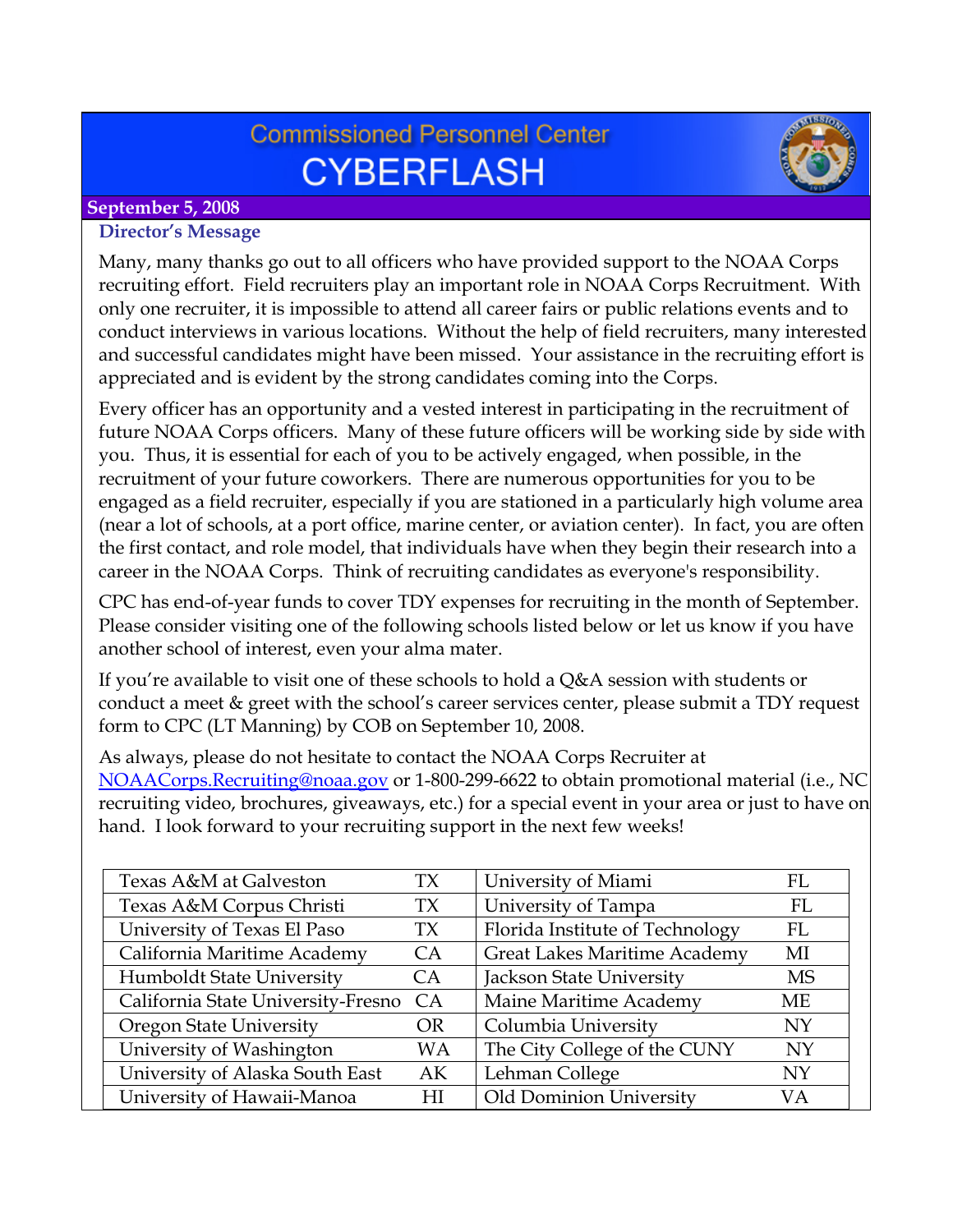# Commissioned Personnel Center
# CYBERFLASH

**September 5, 2008**

## Director's Message

Many, many thanks go out to all officers who have provided support to the NOAA Corps recruiting effort. Field recruiters play an important role in NOAA Corps Recruitment. With only one recruiter, it is impossible to attend all career fairs or public relations events and to conduct interviews in various locations. Without the help of field recruiters, many interested and successful candidates might have been missed. Your assistance in the recruiting effort is appreciated and is evident by the strong candidates coming into the Corps.

Every officer has an opportunity and a vested interest in participating in the recruitment of future NOAA Corps officers. Many of these future officers will be working side by side with you. Thus, it is essential for each of you to be actively engaged, when possible, in the recruitment of your future coworkers. There are numerous opportunities for you to be engaged as a field recruiter, especially if you are stationed in a particularly high volume area (near a lot of schools, at a port office, marine center, or aviation center). In fact, you are often the first contact, and role model, that individuals have when they begin their research into a career in the NOAA Corps. Think of recruiting candidates as everyone's responsibility.

CPC has end-of-year funds to cover TDY expenses for recruiting in the month of September. Please consider visiting one of the following schools listed below or let us know if you have another school of interest, even your alma mater.

If you're available to visit one of these schools to hold a Q&A session with students or conduct a meet & greet with the school's career services center, please submit a TDY request form to CPC (LT Manning) by COB on September 10, 2008.

As always, please do not hesitate to contact the NOAA Corps Recruiter at NOAACorps.Recruiting@noaa.gov or 1-800-299-6622 to obtain promotional material (i.e., NC recruiting video, brochures, giveaways, etc.) for a special event in your area or just to have on hand. I look forward to your recruiting support in the next few weeks!

| School | State | School | State |
|---|---|---|---|
| Texas A&M at Galveston | TX | University of Miami | FL |
| Texas A&M Corpus Christi | TX | University of Tampa | FL |
| University of Texas El Paso | TX | Florida Institute of Technology | FL |
| California Maritime Academy | CA | Great Lakes Maritime Academy | MI |
| Humboldt State University | CA | Jackson State University | MS |
| California State University-Fresno | CA | Maine Maritime Academy | ME |
| Oregon State University | OR | Columbia University | NY |
| University of Washington | WA | The City College of the CUNY | NY |
| University of Alaska South East | AK | Lehman College | NY |
| University of Hawaii-Manoa | HI | Old Dominion University | VA |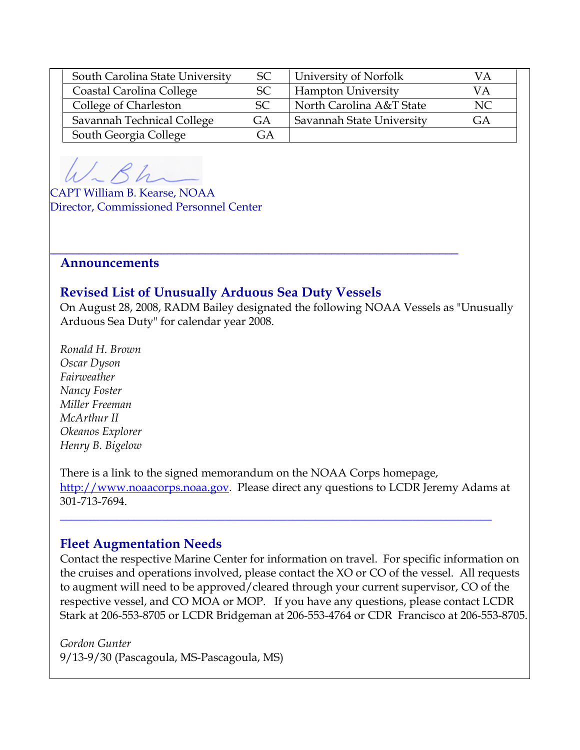| | | | |
|---|---|---|---|
| South Carolina State University | SC | University of Norfolk | VA |
| Coastal Carolina College | SC | Hampton University | VA |
| College of Charleston | SC | North Carolina A&T State | NC |
| Savannah Technical College | GA | Savannah State University | GA |
| South Georgia College | GA | | |

CAPT William B. Kearse, NOAA
Director, Commissioned Personnel Center

## Announcements

### Revised List of Unusually Arduous Sea Duty Vessels

On August 28, 2008, RADM Bailey designated the following NOAA Vessels as "Unusually Arduous Sea Duty" for calendar year 2008.

*Ronald H. Brown*
*Oscar Dyson*
*Fairweather*
*Nancy Foster*
*Miller Freeman*
*McArthur II*
*Okeanos Explorer*
*Henry B. Bigelow*

There is a link to the signed memorandum on the NOAA Corps homepage, http://www.noaacorps.noaa.gov. Please direct any questions to LCDR Jeremy Adams at 301-713-7694.

### Fleet Augmentation Needs

Contact the respective Marine Center for information on travel. For specific information on the cruises and operations involved, please contact the XO or CO of the vessel. All requests to augment will need to be approved/cleared through your current supervisor, CO of the respective vessel, and CO MOA or MOP. If you have any questions, please contact LCDR Stark at 206-553-8705 or LCDR Bridgeman at 206-553-4764 or CDR Francisco at 206-553-8705.

*Gordon Gunter*
9/13-9/30 (Pascagoula, MS-Pascagoula, MS)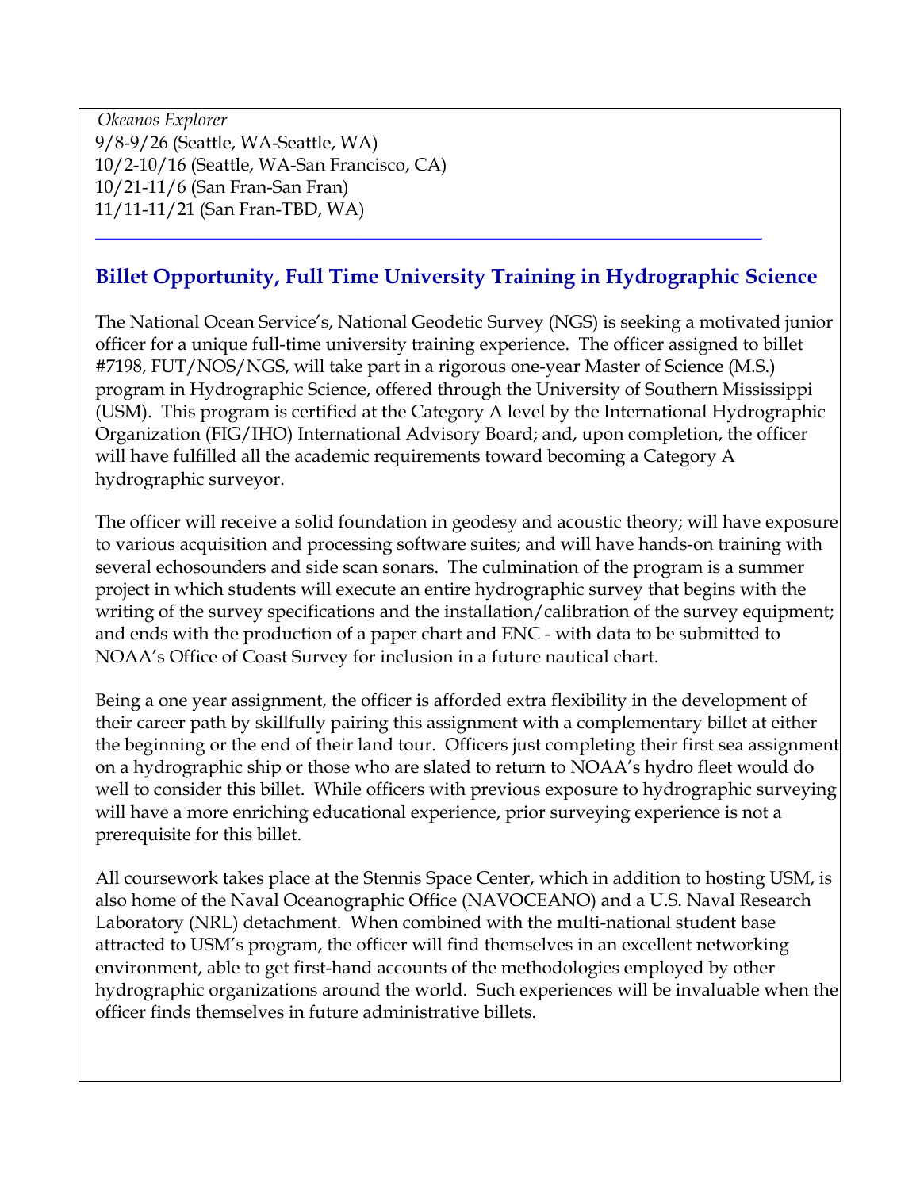*Okeanos Explorer*
9/8-9/26 (Seattle, WA-Seattle, WA)
10/2-10/16 (Seattle, WA-San Francisco, CA)
10/21-11/6 (San Fran-San Fran)
11/11-11/21 (San Fran-TBD, WA)

---

## Billet Opportunity, Full Time University Training in Hydrographic Science

The National Ocean Service's, National Geodetic Survey (NGS) is seeking a motivated junior officer for a unique full-time university training experience. The officer assigned to billet #7198, FUT/NOS/NGS, will take part in a rigorous one-year Master of Science (M.S.) program in Hydrographic Science, offered through the University of Southern Mississippi (USM). This program is certified at the Category A level by the International Hydrographic Organization (FIG/IHO) International Advisory Board; and, upon completion, the officer will have fulfilled all the academic requirements toward becoming a Category A hydrographic surveyor.

The officer will receive a solid foundation in geodesy and acoustic theory; will have exposure to various acquisition and processing software suites; and will have hands-on training with several echosounders and side scan sonars. The culmination of the program is a summer project in which students will execute an entire hydrographic survey that begins with the writing of the survey specifications and the installation/calibration of the survey equipment; and ends with the production of a paper chart and ENC - with data to be submitted to NOAA's Office of Coast Survey for inclusion in a future nautical chart.

Being a one year assignment, the officer is afforded extra flexibility in the development of their career path by skillfully pairing this assignment with a complementary billet at either the beginning or the end of their land tour. Officers just completing their first sea assignment on a hydrographic ship or those who are slated to return to NOAA's hydro fleet would do well to consider this billet. While officers with previous exposure to hydrographic surveying will have a more enriching educational experience, prior surveying experience is not a prerequisite for this billet.

All coursework takes place at the Stennis Space Center, which in addition to hosting USM, is also home of the Naval Oceanographic Office (NAVOCEANO) and a U.S. Naval Research Laboratory (NRL) detachment. When combined with the multi-national student base attracted to USM's program, the officer will find themselves in an excellent networking environment, able to get first-hand accounts of the methodologies employed by other hydrographic organizations around the world. Such experiences will be invaluable when the officer finds themselves in future administrative billets.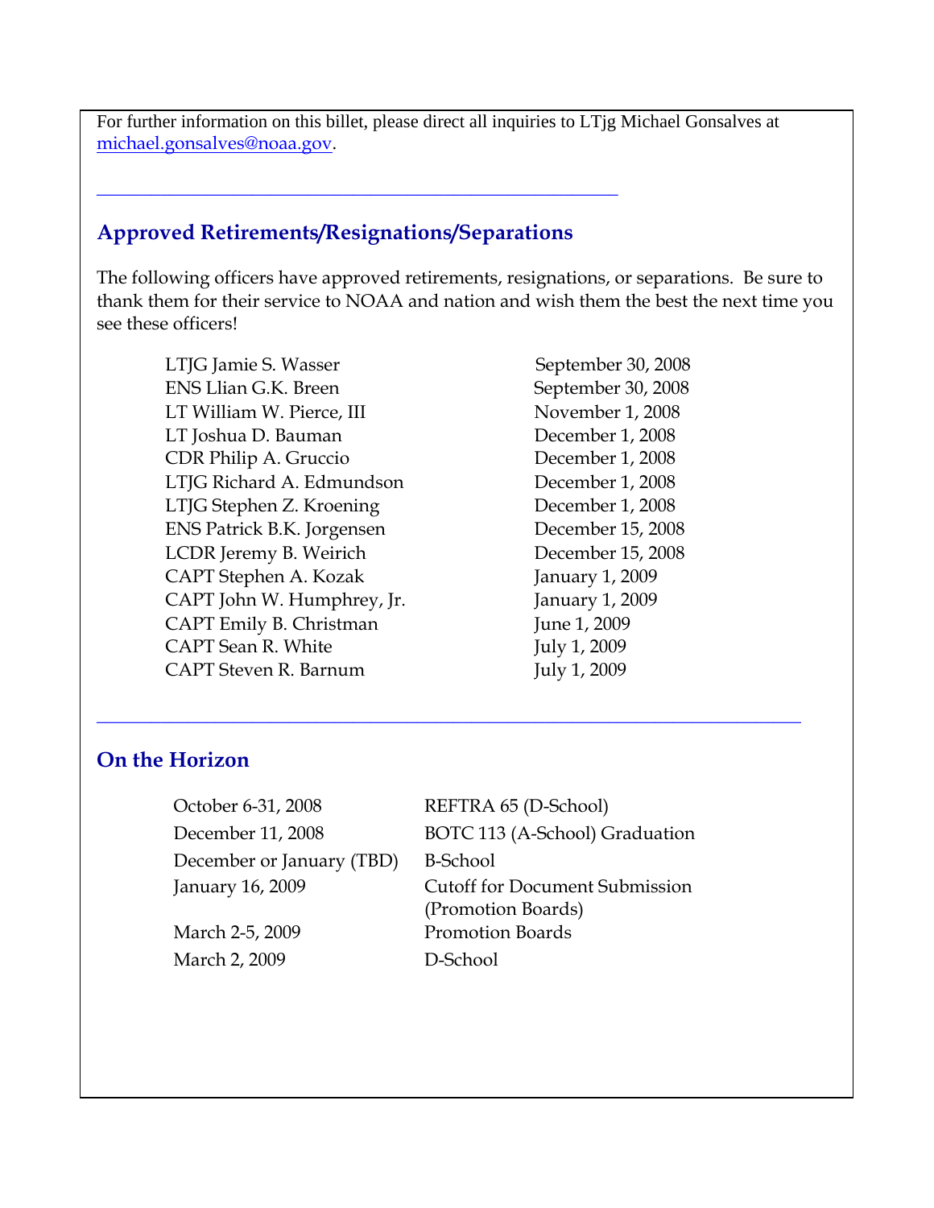For further information on this billet, please direct all inquiries to LTjg Michael Gonsalves at michael.gonsalves@noaa.gov.

---

## Approved Retirements/Resignations/Separations

The following officers have approved retirements, resignations, or separations. Be sure to thank them for their service to NOAA and nation and wish them the best the next time you see these officers!

| | |
|---|---|
| LTJG Jamie S. Wasser | September 30, 2008 |
| ENS Llian G.K. Breen | September 30, 2008 |
| LT William W. Pierce, III | November 1, 2008 |
| LT Joshua D. Bauman | December 1, 2008 |
| CDR Philip A. Gruccio | December 1, 2008 |
| LTJG Richard A. Edmundson | December 1, 2008 |
| LTJG Stephen Z. Kroening | December 1, 2008 |
| ENS Patrick B.K. Jorgensen | December 15, 2008 |
| LCDR Jeremy B. Weirich | December 15, 2008 |
| CAPT Stephen A. Kozak | January 1, 2009 |
| CAPT John W. Humphrey, Jr. | January 1, 2009 |
| CAPT Emily B. Christman | June 1, 2009 |
| CAPT Sean R. White | July 1, 2009 |
| CAPT Steven R. Barnum | July 1, 2009 |

---

## On the Horizon

| | |
|---|---|
| October 6-31, 2008 | REFTRA 65 (D-School) |
| December 11, 2008 | BOTC 113 (A-School) Graduation |
| December or January (TBD) | B-School |
| January 16, 2009 | Cutoff for Document Submission (Promotion Boards) |
| March 2-5, 2009 | Promotion Boards |
| March 2, 2009 | D-School |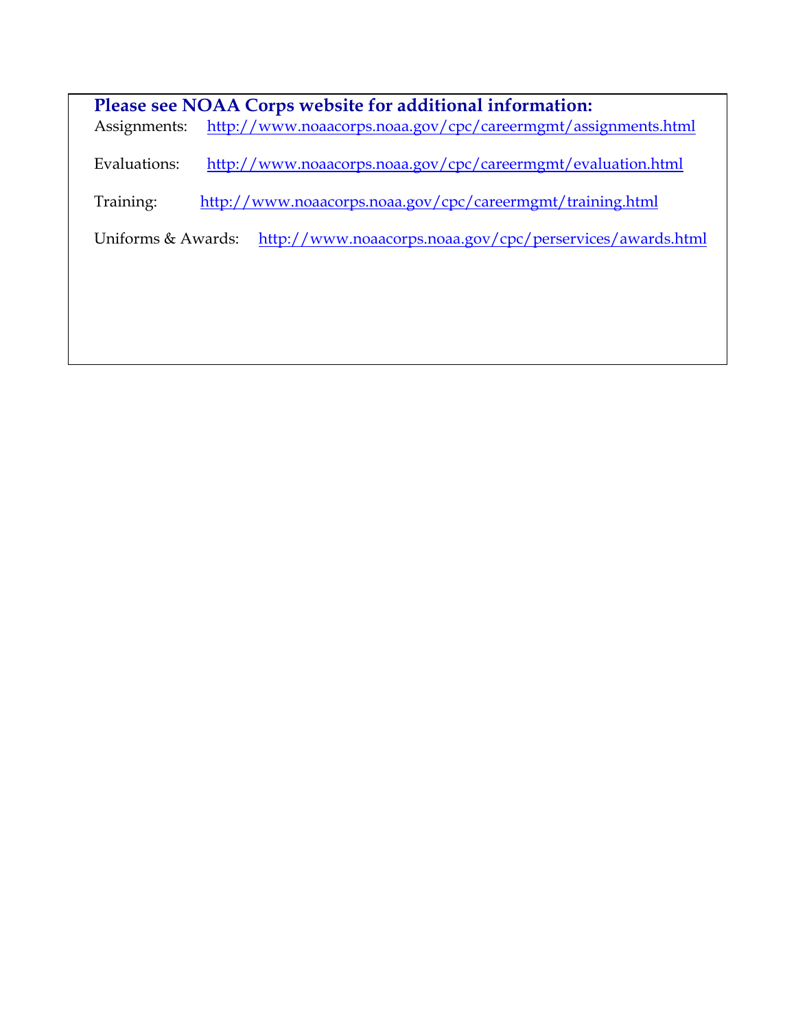**Please see NOAA Corps website for additional information:**

Assignments: http://www.noaacorps.noaa.gov/cpc/careermgmt/assignments.html

Evaluations: http://www.noaacorps.noaa.gov/cpc/careermgmt/evaluation.html

Training: http://www.noaacorps.noaa.gov/cpc/careermgmt/training.html

Uniforms & Awards: http://www.noaacorps.noaa.gov/cpc/perservices/awards.html